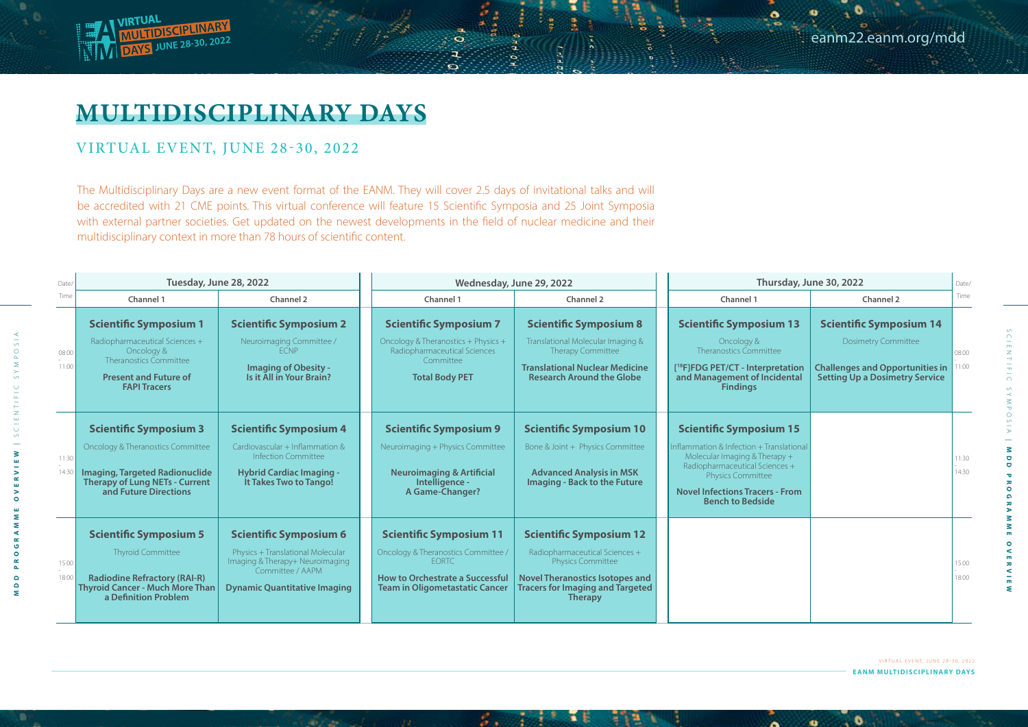# MULTIDISCIPLINARY DAYS

## VIRTUAL EVENT, JUNE 28-30, 2022

The Multidisciplinary Days are a new event format of the EANM. They will cover 2.5 days of invitational talks and will be accredited with 21 CME points. This virtual conference will feature 15 Scientific Symposia and 25 Joint Symposia with external partner societies. Get updated on the newest developments in the field of nuclear medicine and their multidisciplinary context in more than 78 hours of scientific content.

| Date/Time | Tuesday, June 28, 2022 | | Wednesday, June 29, 2022 | | Thursday, June 30, 2022 | | Date/Time |
|---|---|---|---|---|---|---|---|
| | Channel 1 | Channel 2 | Channel 1 | Channel 2 | Channel 1 | Channel 2 | |
| 08:00 - 11:00 | **Scientific Symposium 1**<br>Radiopharmaceutical Sciences + Oncology & Theranostics Committee<br>**Present and Future of FAPI Tracers** | **Scientific Symposium 2**<br>Neuroimaging Committee / ECNP<br>**Imaging of Obesity - Is it All in Your Brain?** | **Scientific Symposium 7**<br>Oncology & Theranostics + Physics + Radiopharmaceutical Sciences Committee<br>**Total Body PET** | **Scientific Symposium 8**<br>Translational Molecular Imaging & Therapy Committee<br>**Translational Nuclear Medicine Research Around the Globe** | **Scientific Symposium 13**<br>Oncology & Theranostics Committee<br>**[$^{18}$F]FDG PET/CT - Interpretation and Management of Incidental Findings** | **Scientific Symposium 14**<br>Dosimetry Committee<br>**Challenges and Opportunities in Setting Up a Dosimetry Service** | 08:00 - 11:00 |
| 11:30 - 14:30 | **Scientific Symposium 3**<br>Oncology & Theranostics Committee<br>**Imaging, Targeted Radionuclide Therapy of Lung NETs - Current and Future Directions** | **Scientific Symposium 4**<br>Cardiovascular + Inflammation & Infection Committee<br>**Hybrid Cardiac Imaging - It Takes Two to Tango!** | **Scientific Symposium 9**<br>Neuroimaging + Physics Committee<br>**Neuroimaging & Artificial Intelligence - A Game-Changer?** | **Scientific Symposium 10**<br>Bone & Joint + Physics Committee<br>**Advanced Analysis in MSK Imaging - Back to the Future** | **Scientific Symposium 15**<br>Inflammation & Infection + Translational Molecular Imaging & Therapy + Radiopharmaceutical Sciences + Physics Committee<br>**Novel Infections Tracers - From Bench to Bedside** | | 11:30 - 14:30 |
| 15:00 - 18:00 | **Scientific Symposium 5**<br>Thyroid Committee<br>**Radiodine Refractory (RAI-R) Thyroid Cancer - Much More Than a Definition Problem** | **Scientific Symposium 6**<br>Physics + Translational Molecular Imaging & Therapy+ Neuroimaging Committee / AAPM<br>**Dynamic Quantitative Imaging** | **Scientific Symposium 11**<br>Oncology & Theranostics Committee / EORTC<br>**How to Orchestrate a Successful Team in Oligometastatic Cancer** | **Scientific Symposium 12**<br>Radiopharmaceutical Sciences + Physics Committee<br>**Novel Theranostics Isotopes and Tracers for Imaging and Targeted Therapy** | | | 15:00 - 18:00 |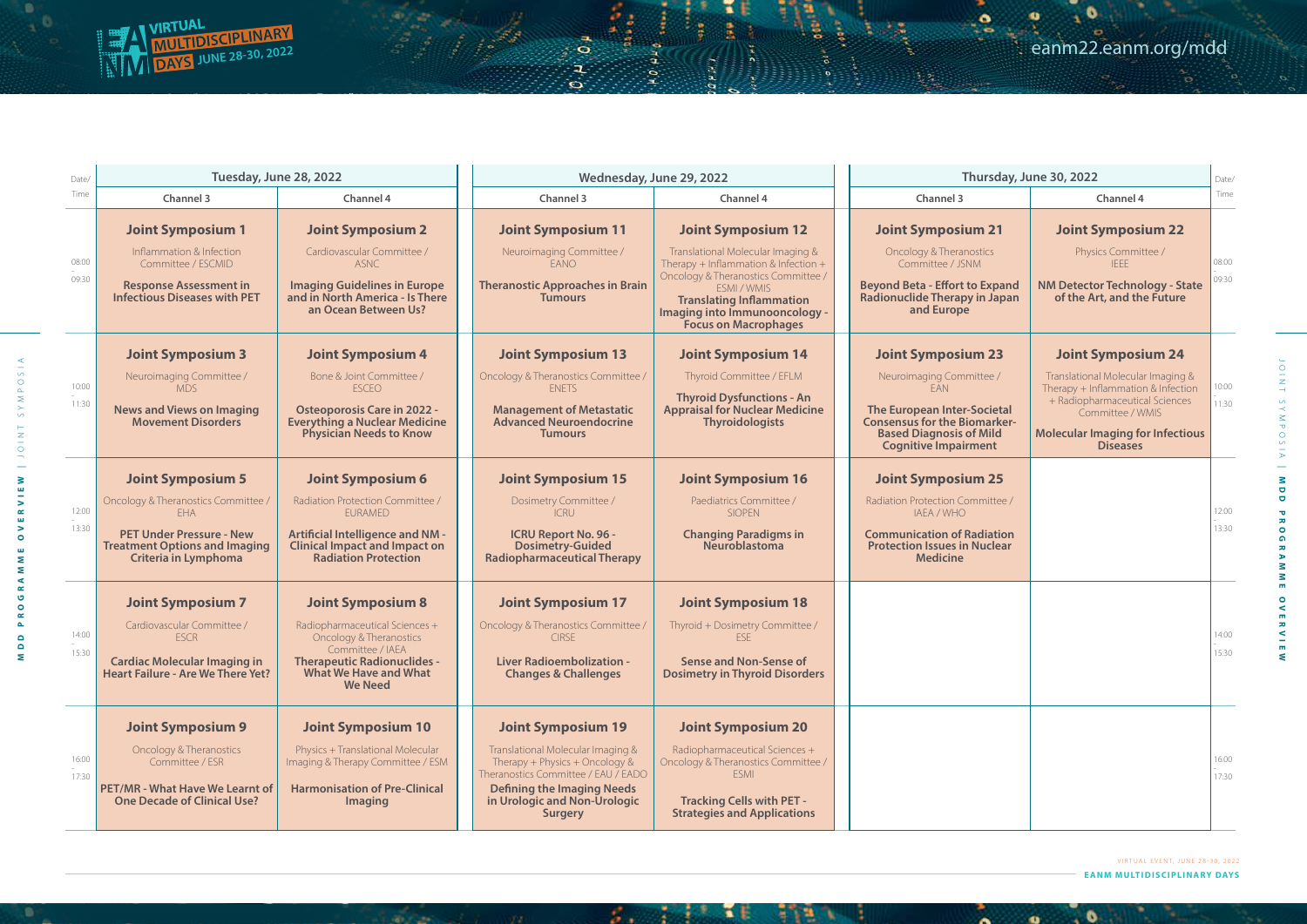# VIRTUAL MULTIDISCIPLINARY DAYS JUNE 28-30, 2022

eanm22.eanm.org/mdd

## MDD PROGRAMME OVERVIEW | JOINT SYMPOSIA

| Date/Time | Tuesday, June 28, 2022 – Channel 3 | Tuesday, June 28, 2022 – Channel 4 | Wednesday, June 29, 2022 – Channel 3 | Wednesday, June 29, 2022 – Channel 4 | Thursday, June 30, 2022 – Channel 3 | Thursday, June 30, 2022 – Channel 4 |
|---|---|---|---|---|---|---|
| 08:00 - 09:30 | **Joint Symposium 1** Inflammation & Infection Committee / ESCMID **Response Assessment in Infectious Diseases with PET** | **Joint Symposium 2** Cardiovascular Committee / ASNC **Imaging Guidelines in Europe and in North America - Is There an Ocean Between Us?** | **Joint Symposium 11** Neuroimaging Committee / EANO **Theranostic Approaches in Brain Tumours** | **Joint Symposium 12** Translational Molecular Imaging & Therapy + Inflammation & Infection + Oncology & Theranostics Committee / ESMI / WMIS **Translating Inflammation Imaging into Immunooncology - Focus on Macrophages** | **Joint Symposium 21** Oncology & Theranostics Committee / JSNM **Beyond Beta - Effort to Expand Radionuclide Therapy in Japan and Europe** | **Joint Symposium 22** Physics Committee / IEEE **NM Detector Technology - State of the Art, and the Future** |
| 10:00 - 11:30 | **Joint Symposium 3** Neuroimaging Committee / MDS **News and Views on Imaging Movement Disorders** | **Joint Symposium 4** Bone & Joint Committee / ESCEO **Osteoporosis Care in 2022 - Everything a Nuclear Medicine Physician Needs to Know** | **Joint Symposium 13** Oncology & Theranostics Committee / ENETS **Management of Metastatic Advanced Neuroendocrine Tumours** | **Joint Symposium 14** Thyroid Committee / EFLM **Thyroid Dysfunctions - An Appraisal for Nuclear Medicine Thyroidologists** | **Joint Symposium 23** Neuroimaging Committee / EAN **The European Inter-Societal Consensus for the Biomarker-Based Diagnosis of Mild Cognitive Impairment** | **Joint Symposium 24** Translational Molecular Imaging & Therapy + Inflammation & Infection + Radiopharmaceutical Sciences Committee / WMIS **Molecular Imaging for Infectious Diseases** |
| 12:00 - 13:30 | **Joint Symposium 5** Oncology & Theranostics Committee / EHA **PET Under Pressure - New Treatment Options and Imaging Criteria in Lymphoma** | **Joint Symposium 6** Radiation Protection Committee / EURAMED **Artificial Intelligence and NM - Clinical Impact and Impact on Radiation Protection** | **Joint Symposium 15** Dosimetry Committee / ICRU **ICRU Report No. 96 - Dosimetry-Guided Radiopharmaceutical Therapy** | **Joint Symposium 16** Paediatrics Committee / SIOPEN **Changing Paradigms in Neuroblastoma** | **Joint Symposium 25** Radiation Protection Committee / IAEA / WHO **Communication of Radiation Protection Issues in Nuclear Medicine** | |
| 14:00 - 15:30 | **Joint Symposium 7** Cardiovascular Committee / ESCR **Cardiac Molecular Imaging in Heart Failure - Are We There Yet?** | **Joint Symposium 8** Radiopharmaceutical Sciences + Oncology & Theranostics Committee / IAEA **Therapeutic Radionuclides - What We Have and What We Need** | **Joint Symposium 17** Oncology & Theranostics Committee / CIRSE **Liver Radioembolization - Changes & Challenges** | **Joint Symposium 18** Thyroid + Dosimetry Committee / ESE **Sense and Non-Sense of Dosimetry in Thyroid Disorders** | | |
| 16:00 - 17:30 | **Joint Symposium 9** Oncology & Theranostics Committee / ESR **PET/MR - What Have We Learnt of One Decade of Clinical Use?** | **Joint Symposium 10** Physics + Translational Molecular Imaging & Therapy Committee / ESMI **Harmonisation of Pre-Clinical Imaging** | **Joint Symposium 19** Translational Molecular Imaging & Therapy + Physics + Oncology & Theranostics Committee / CIRSE / EAU / EADO **Defining the Imaging Needs in Urologic and Non-Urologic Surgery** | **Joint Symposium 20** Radiopharmaceutical Sciences + Oncology & Theranostics Committee / ESMI **Tracking Cells with PET - Strategies and Applications** | | |

VIRTUAL EVENT, JUNE 28-30, 2022
EANM MULTIDISCIPLINARY DAYS